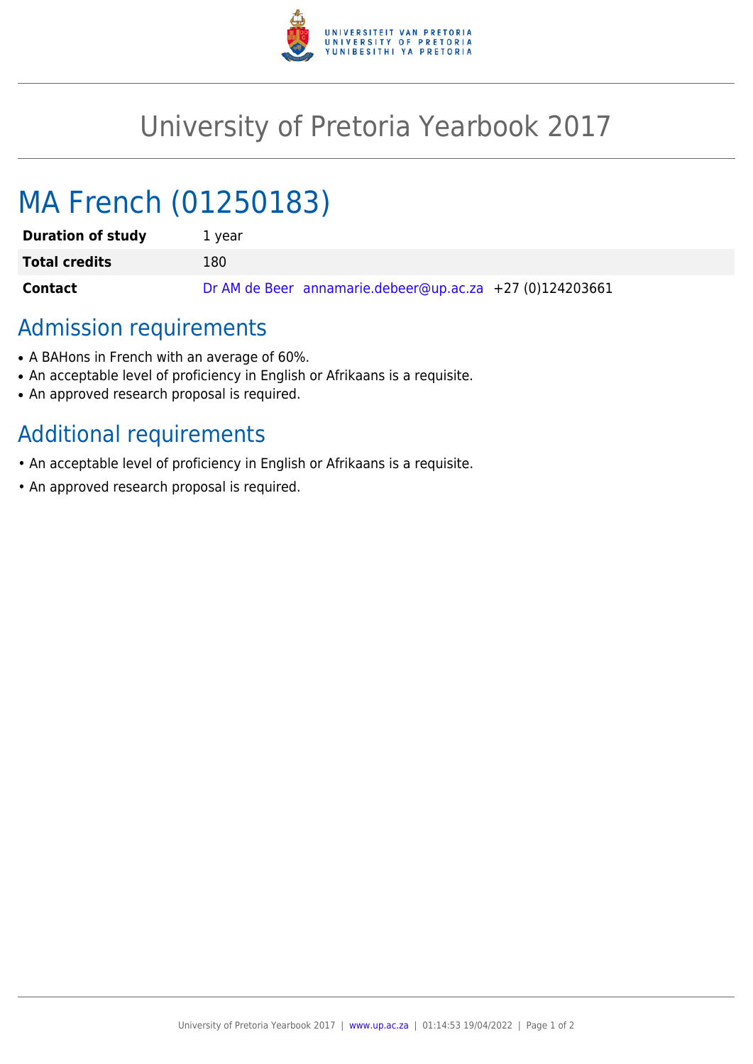# University of Pretoria Yearbook 2017

## MA French (01250183)

| | |
|---|---|
| **Duration of study** | 1 year |
| **Total credits** | 180 |
| **Contact** | Dr AM de Beer annamarie.debeer@up.ac.za +27 (0)124203661 |

## Admission requirements

- A BAHons in French with an average of 60%.
- An acceptable level of proficiency in English or Afrikaans is a requisite.
- An approved research proposal is required.

## Additional requirements

- An acceptable level of proficiency in English or Afrikaans is a requisite.
- An approved research proposal is required.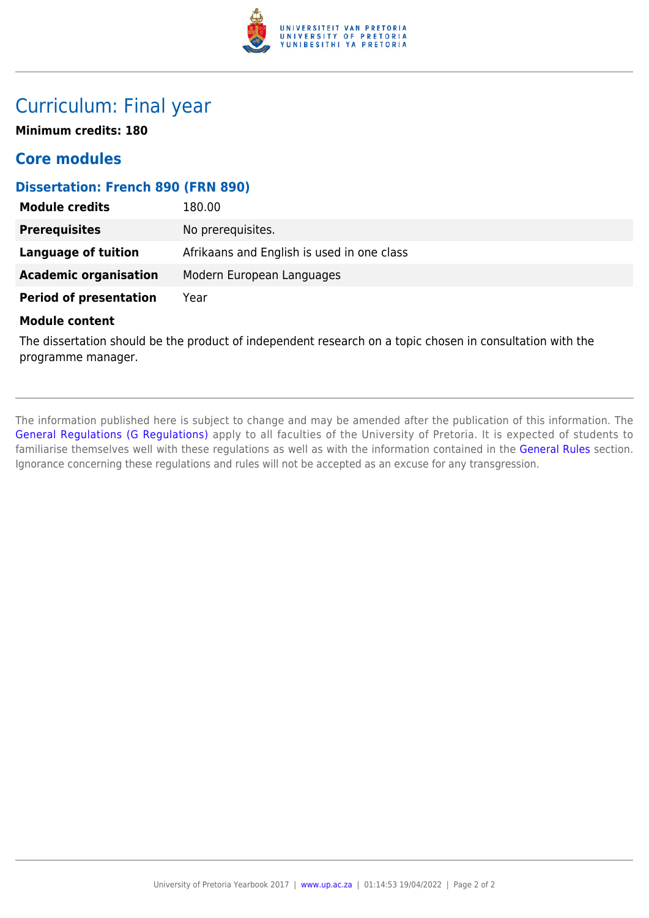# Curriculum: Final year

**Minimum credits: 180**

## Core modules

### Dissertation: French 890 (FRN 890)

| | |
|---|---|
| **Module credits** | 180.00 |
| **Prerequisites** | No prerequisites. |
| **Language of tuition** | Afrikaans and English is used in one class |
| **Academic organisation** | Modern European Languages |
| **Period of presentation** | Year |

**Module content**

The dissertation should be the product of independent research on a topic chosen in consultation with the programme manager.

The information published here is subject to change and may be amended after the publication of this information. The General Regulations (G Regulations) apply to all faculties of the University of Pretoria. It is expected of students to familiarise themselves well with these regulations as well as with the information contained in the General Rules section. Ignorance concerning these regulations and rules will not be accepted as an excuse for any transgression.